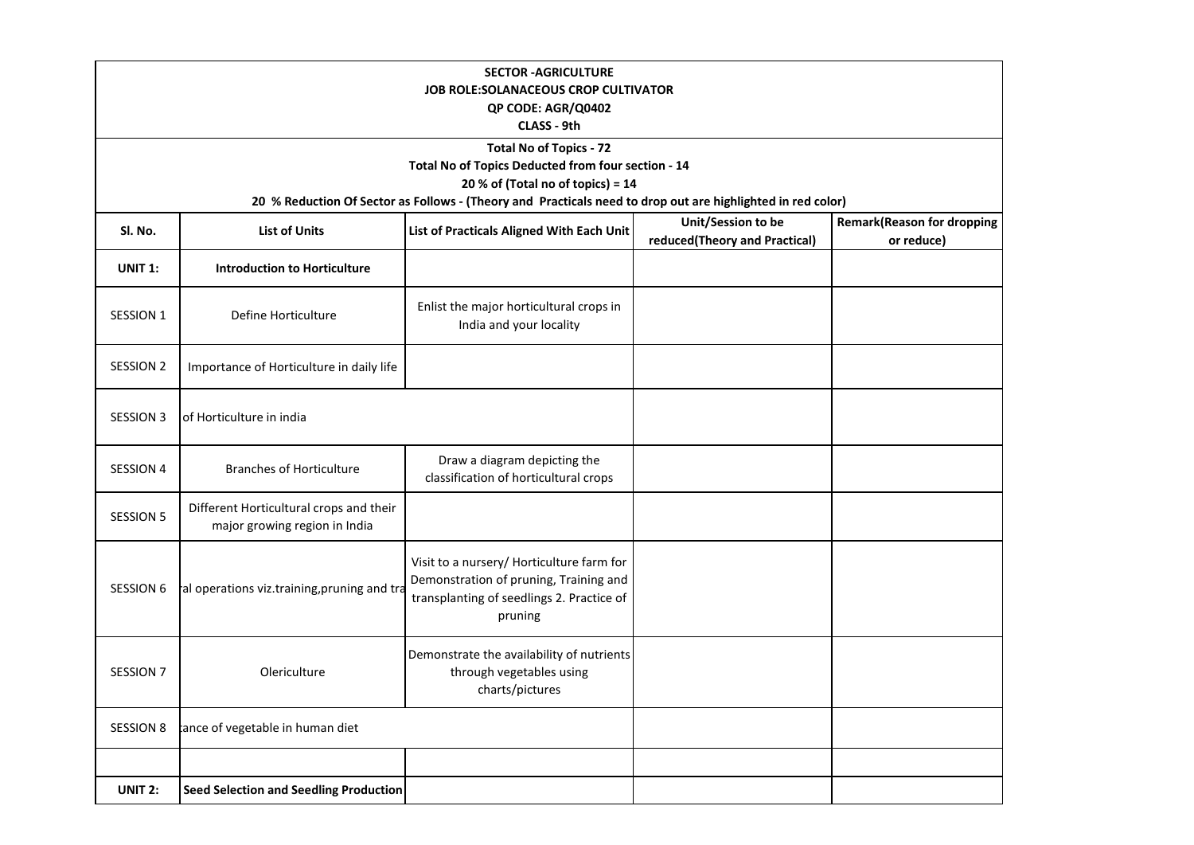**SECTOR -AGRICULTURE**
**JOB ROLE:SOLANACEOUS CROP CULTIVATOR**
**QP CODE: AGR/Q0402**
**CLASS - 9th**

**Total No of Topics - 72**
**Total No of Topics Deducted from four section - 14**
**20 % of (Total no of topics) = 14**
**20 % Reduction Of Sector as Follows - (Theory and Practicals need to drop out are highlighted in red color)**

| Sl. No. | List of Units | List of Practicals Aligned With Each Unit | Unit/Session to be reduced(Theory and Practical) | Remark(Reason for dropping or reduce) |
|---|---|---|---|---|
| **UNIT 1:** | **Introduction to Horticulture** | | | |
| SESSION 1 | Define Horticulture | Enlist the major horticultural crops in India and your locality | | |
| SESSION 2 | Importance of Horticulture in daily life | | | |
| SESSION 3 | of Horticulture in india | | | |
| SESSION 4 | Branches of Horticulture | Draw a diagram depicting the classification of horticultural crops | | |
| SESSION 5 | Different Horticultural crops and their major growing region in India | | | |
| SESSION 6 | al operations viz.training,pruning and tra | Visit to a nursery/ Horticulture farm for Demonstration of pruning, Training and transplanting of seedlings 2. Practice of pruning | | |
| SESSION 7 | Olericulture | Demonstrate the availability of nutrients through vegetables using charts/pictures | | |
| SESSION 8 | ance of vegetable in human diet | | | |
| | | | | |
| **UNIT 2:** | **Seed Selection and Seedling Production** | | | |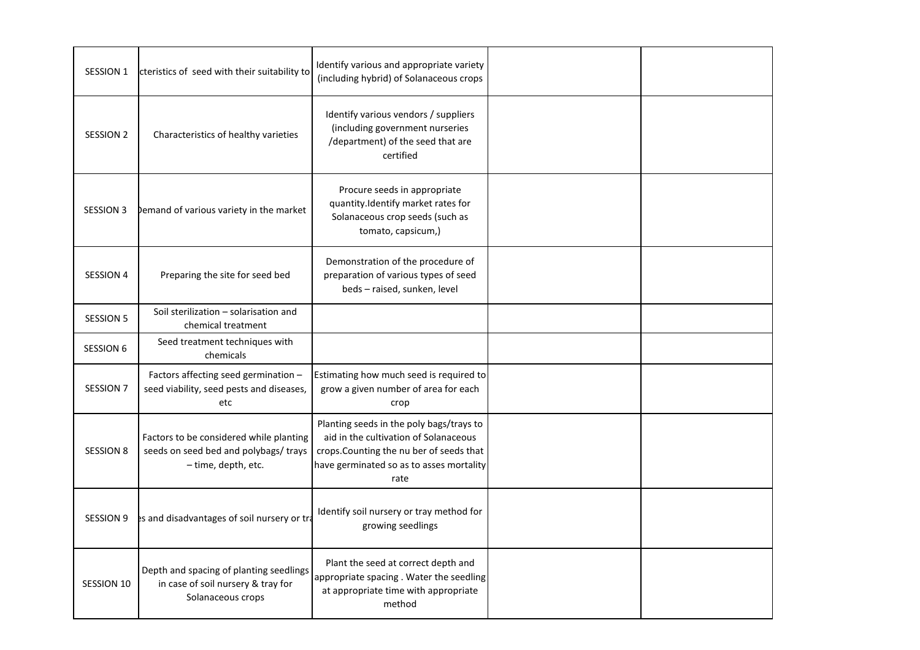| | | | | |
|---|---|---|---|---|
| SESSION 1 | cteristics of seed with their suitability to | Identify various and appropriate variety (including hybrid) of Solanaceous crops | | |
| SESSION 2 | Characteristics of healthy varieties | Identify various vendors / suppliers (including government nurseries /department) of the seed that are certified | | |
| SESSION 3 | Demand of various variety in the market | Procure seeds in appropriate quantity.Identify market rates for Solanaceous crop seeds (such as tomato, capsicum,) | | |
| SESSION 4 | Preparing the site for seed bed | Demonstration of the procedure of preparation of various types of seed beds – raised, sunken, level | | |
| SESSION 5 | Soil sterilization – solarisation and chemical treatment | | | |
| SESSION 6 | Seed treatment techniques with chemicals | | | |
| SESSION 7 | Factors affecting seed germination – seed viability, seed pests and diseases, etc | Estimating how much seed is required to grow a given number of area for each crop | | |
| SESSION 8 | Factors to be considered while planting seeds on seed bed and polybags/ trays – time, depth, etc. | Planting seeds in the poly bags/trays to aid in the cultivation of Solanaceous crops.Counting the nu ber of seeds that have germinated so as to asses mortality rate | | |
| SESSION 9 | es and disadvantages of soil nursery or tra | Identify soil nursery or tray method for growing seedlings | | |
| SESSION 10 | Depth and spacing of planting seedlings in case of soil nursery & tray for Solanaceous crops | Plant the seed at correct depth and appropriate spacing . Water the seedling at appropriate time with appropriate method | | |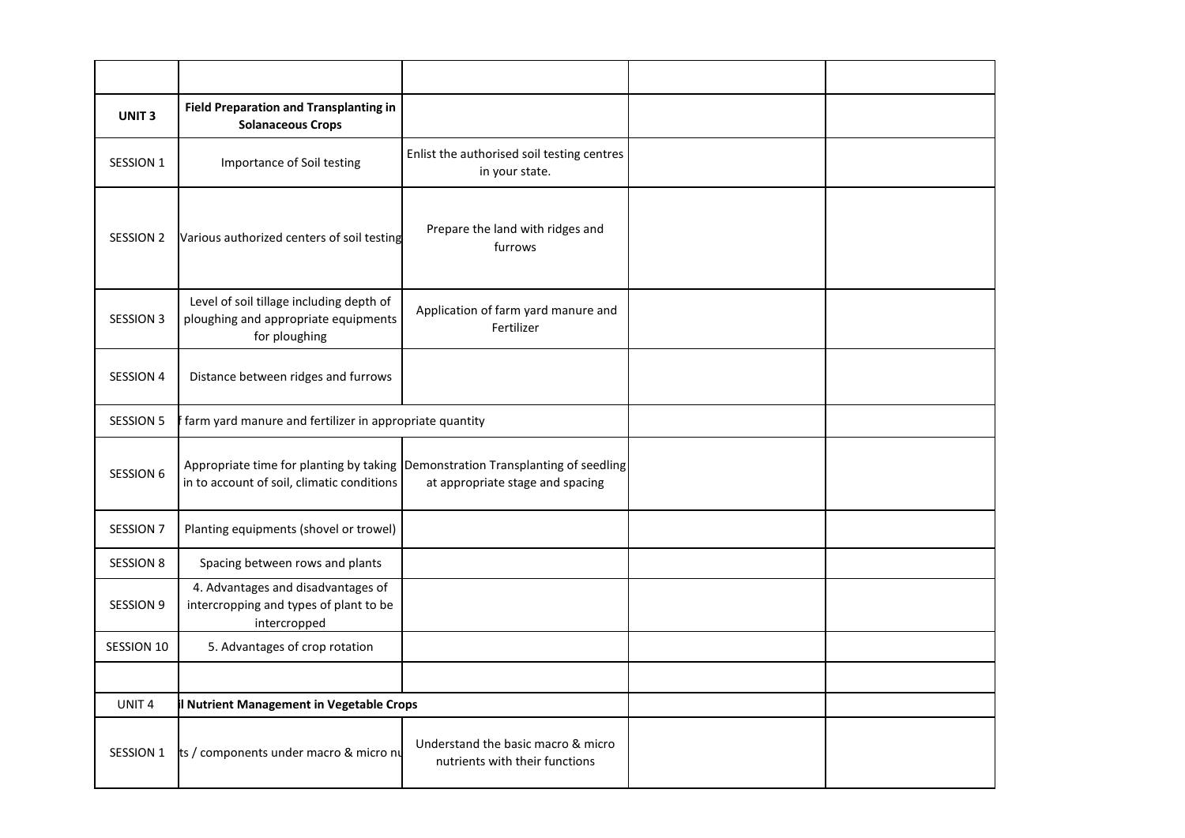| | | | | |
|---|---|---|---|---|
| **UNIT 3** | **Field Preparation and Transplanting in Solanaceous Crops** | | | |
| SESSION 1 | Importance of Soil testing | Enlist the authorised soil testing centres in your state. | | |
| SESSION 2 | Various authorized centers of soil testing | Prepare the land with ridges and furrows | | |
| SESSION 3 | Level of soil tillage including depth of ploughing and appropriate equipments for ploughing | Application of farm yard manure and Fertilizer | | |
| SESSION 4 | Distance between ridges and furrows | | | |
| SESSION 5 | f farm yard manure and fertilizer in appropriate quantity | | | |
| SESSION 6 | Appropriate time for planting by taking in to account of soil, climatic conditions | Demonstration Transplanting of seedling at appropriate stage and spacing | | |
| SESSION 7 | Planting equipments (shovel or trowel) | | | |
| SESSION 8 | Spacing between rows and plants | | | |
| SESSION 9 | 4. Advantages and disadvantages of intercropping and types of plant to be intercropped | | | |
| SESSION 10 | 5. Advantages of crop rotation | | | |
| | | | | |
| UNIT 4 | **il Nutrient Management in Vegetable Crops** | | | |
| SESSION 1 | ts / components under macro & micro nu | Understand the basic macro & micro nutrients with their functions | | |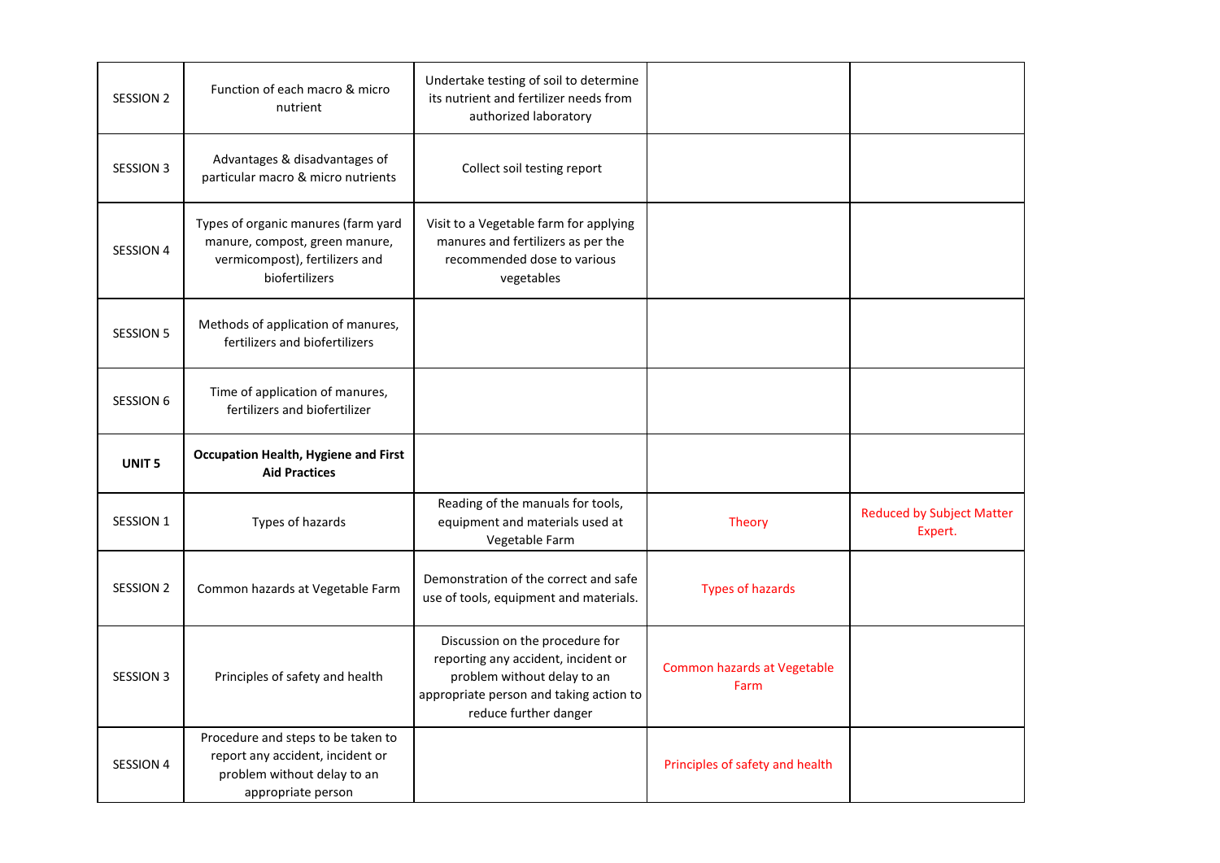| | | | | |
|---|---|---|---|---|
| SESSION 2 | Function of each macro & micro nutrient | Undertake testing of soil to determine its nutrient and fertilizer needs from authorized laboratory | | |
| SESSION 3 | Advantages & disadvantages of particular macro & micro nutrients | Collect soil testing report | | |
| SESSION 4 | Types of organic manures (farm yard manure, compost, green manure, vermicompost), fertilizers and biofertilizers | Visit to a Vegetable farm for applying manures and fertilizers as per the recommended dose to various vegetables | | |
| SESSION 5 | Methods of application of manures, fertilizers and biofertilizers | | | |
| SESSION 6 | Time of application of manures, fertilizers and biofertilizer | | | |
| **UNIT 5** | **Occupation Health, Hygiene and First Aid Practices** | | | |
| SESSION 1 | Types of hazards | Reading of the manuals for tools, equipment and materials used at Vegetable Farm | Theory | Reduced by Subject Matter Expert. |
| SESSION 2 | Common hazards at Vegetable Farm | Demonstration of the correct and safe use of tools, equipment and materials. | Types of hazards | |
| SESSION 3 | Principles of safety and health | Discussion on the procedure for reporting any accident, incident or problem without delay to an appropriate person and taking action to reduce further danger | Common hazards at Vegetable Farm | |
| SESSION 4 | Procedure and steps to be taken to report any accident, incident or problem without delay to an appropriate person | | Principles of safety and health | |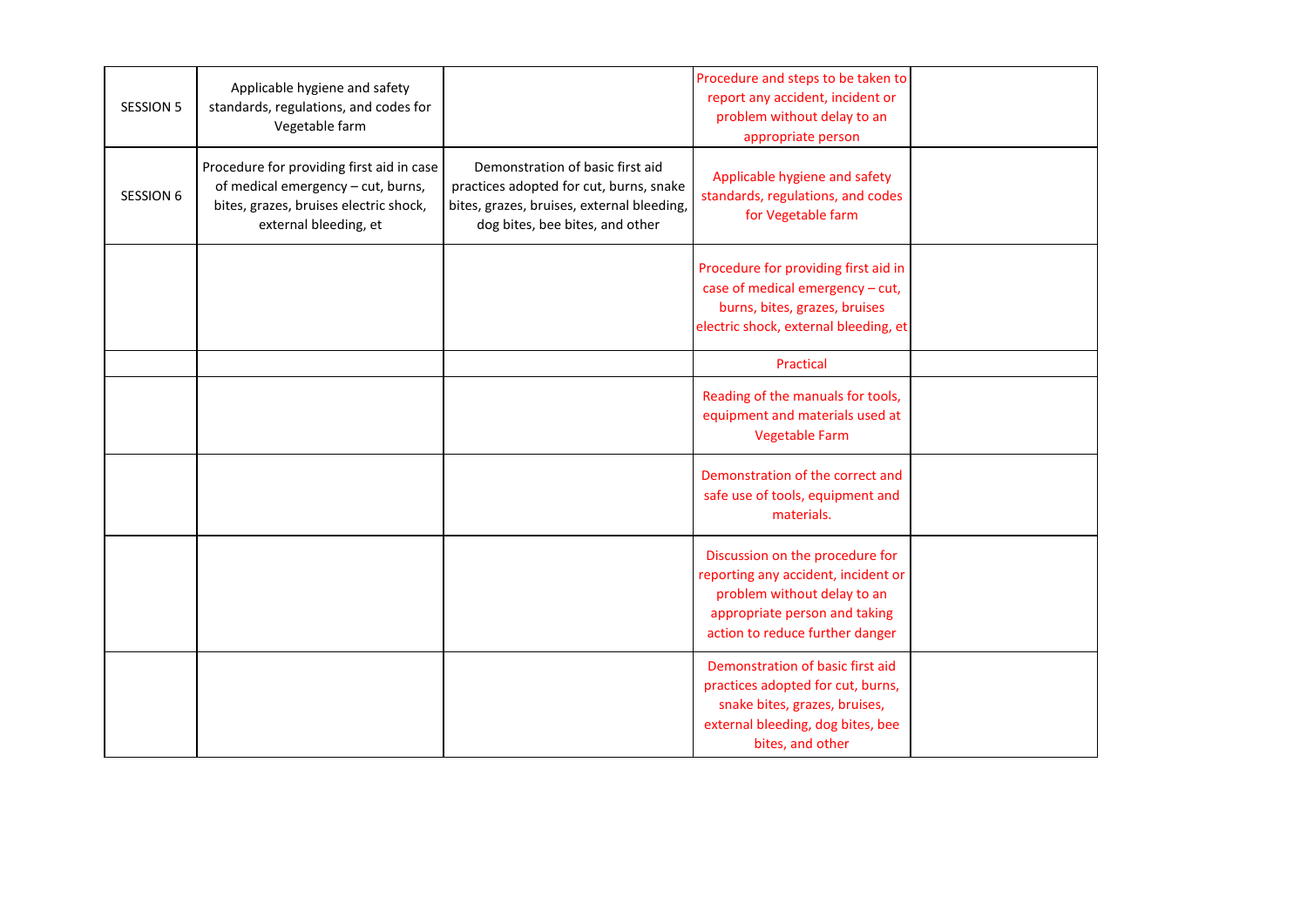| | | | | |
|---|---|---|---|---|
| SESSION 5 | Applicable hygiene and safety standards, regulations, and codes for Vegetable farm | | Procedure and steps to be taken to report any accident, incident or problem without delay to an appropriate person | |
| SESSION 6 | Procedure for providing first aid in case of medical emergency – cut, burns, bites, grazes, bruises electric shock, external bleeding, et | Demonstration of basic first aid practices adopted for cut, burns, snake bites, grazes, bruises, external bleeding, dog bites, bee bites, and other | Applicable hygiene and safety standards, regulations, and codes for Vegetable farm | |
| | | | Procedure for providing first aid in case of medical emergency – cut, burns, bites, grazes, bruises electric shock, external bleeding, et | |
| | | | Practical | |
| | | | Reading of the manuals for tools, equipment and materials used at Vegetable Farm | |
| | | | Demonstration of the correct and safe use of tools, equipment and materials. | |
| | | | Discussion on the procedure for reporting any accident, incident or problem without delay to an appropriate person and taking action to reduce further danger | |
| | | | Demonstration of basic first aid practices adopted for cut, burns, snake bites, grazes, bruises, external bleeding, dog bites, bee bites, and other | |